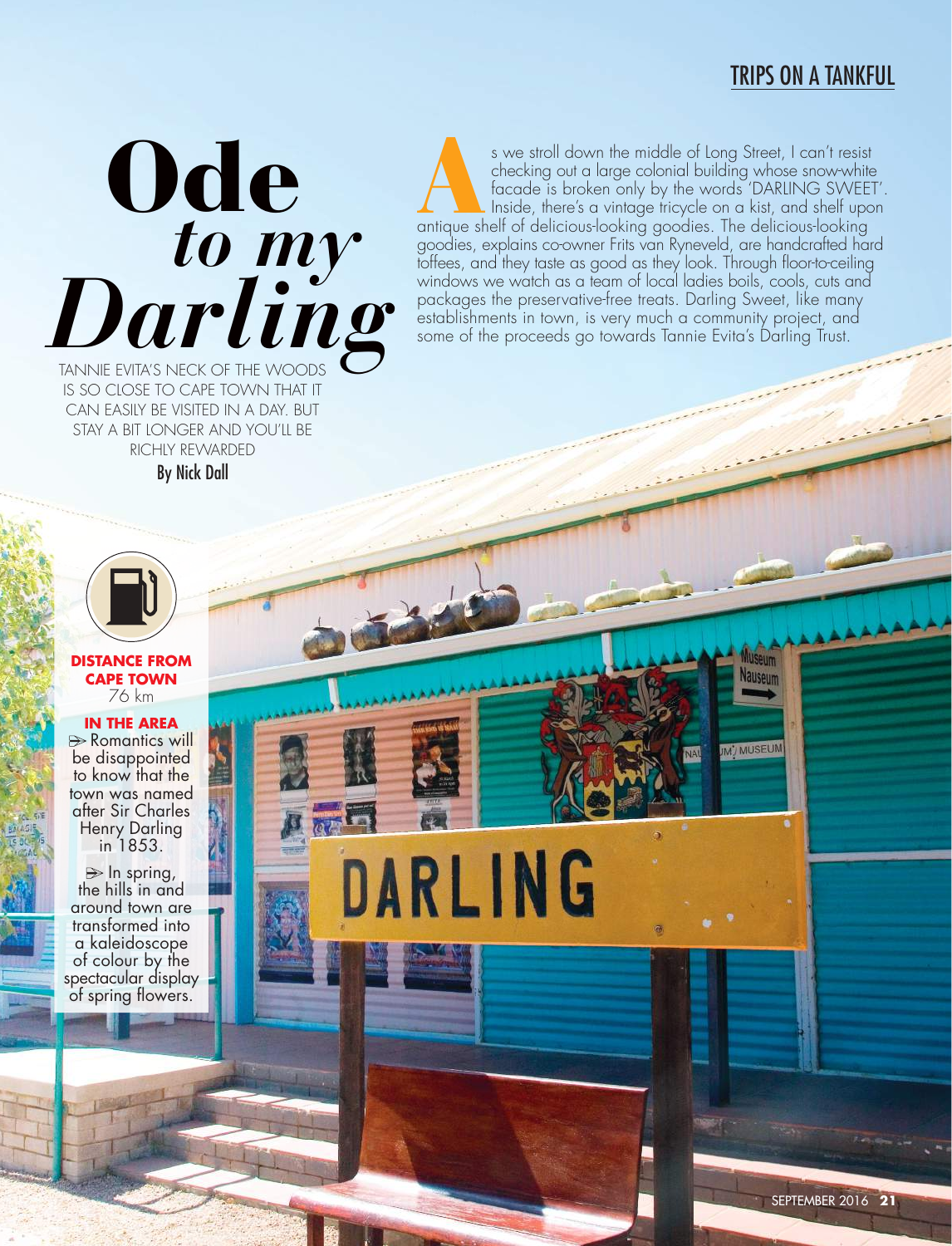# Ode *to my Darling*

TANNIE EVITA'S NECK OF THE WOODS IS SO CLOSE TO CAPE TOWN THAT IT CAN EASILY BE VISITED IN A DAY. BUT STAY A BIT LONGER AND YOU'LL BE RICHLY REWARDED

By Nick Dall

As we stroll down the middle of Long Street, I can't resist checking out a large colonial building whose snow-white facade is broken only by the words 'DARLING SWEET'. Inside, there's a vintage tricycle on a kist, and shelf upon antique shelf of delicious-looking goodies. The delicious-looking goodies, explains co-owner Frits van Ryneveld, are handcrafted hard toffees, and they taste as good as they look. Through floor-to-ceiling windows we watch as a team of local ladies boils, cools, cuts and packages the preservative-free treats. Darling Sweet, like many establishments in town, is very much a community project, and some of the proceeds go towards Tannie Evita's Darling Trust.

**DISTANCE FROM CAPE TOWN**
76 km

**IN THE AREA**

- Romantics will be disappointed to know that the town was named after Sir Charles Henry Darling in 1853.
- In spring, the hills in and around town are transformed into a kaleidoscope of colour by the spectacular display of spring flowers.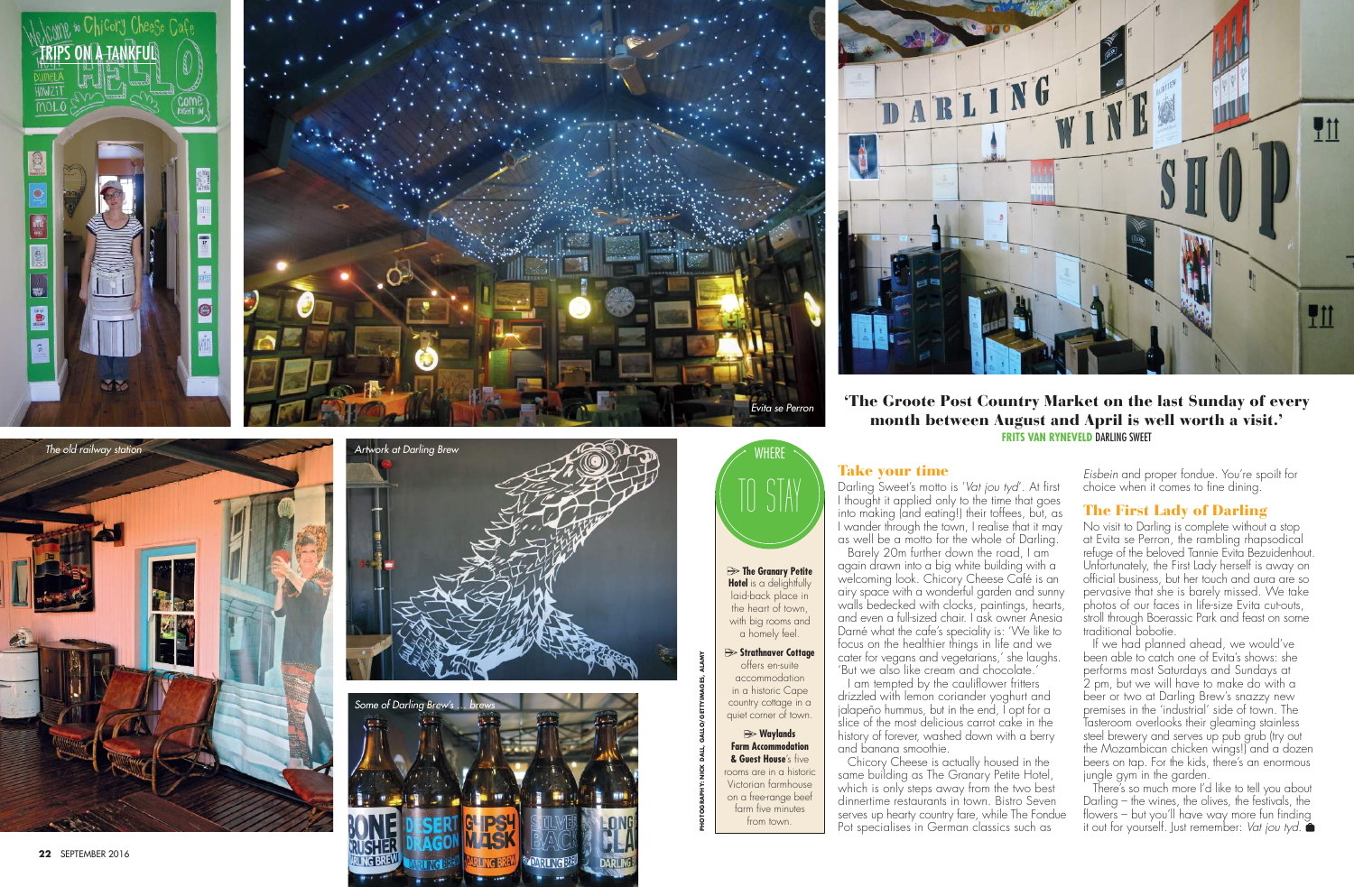Evita se Perron

The old railway station

Artwork at Darling Brew

Some of Darling Brew's … brews

## WHERE TO STAY

**The Granary Petite Hotel** is a delightfully laid-back place in the heart of town, with big rooms and a homely feel.

**Strathnaver Cottage** offers en-suite accommodation in a historic Cape country cottage in a quiet corner of town.

**Waylands Farm Accommodation & Guest House**'s five rooms are in a historic Victorian farmhouse on a free-range beef farm five minutes from town.

PHOTOGRAPHY: NICK DALL, GALLO/GETTYIMAGES, ALAMY

**'The Groote Post Country Market on the last Sunday of every month between August and April is well worth a visit.'**
**FRITS VAN RYNEVELD** DARLING SWEET

## Take your time

Darling Sweet's motto is '*Vat jou tyd*'. At first I thought it applied only to the time that goes into making (and eating!) their toffees, but, as I wander through the town, I realise that it may as well be a motto for the whole of Darling.

Barely 20m further down the road, I am again drawn into a big white building with a welcoming look. Chicory Cheese Café is an airy space with a wonderful garden and sunny walls bedecked with clocks, paintings, hearts, and even a full-sized chair. I ask owner Anesia Darné what the cafe's speciality is: 'We like to focus on the healthier things in life and we cater for vegans and vegetarians,' she laughs. 'But we also like cream and chocolate.'

I am tempted by the cauliflower fritters drizzled with lemon coriander yoghurt and jalapeño hummus, but in the end, I opt for a slice of the most delicious carrot cake in the history of forever, washed down with a berry and banana smoothie.

Chicory Cheese is actually housed in the same building as The Granary Petite Hotel, which is only steps away from the two best dinnertime restaurants in town. Bistro Seven serves up hearty country fare, while The Fondue Pot specialises in German classics such as *Eisbein* and proper fondue. You're spoilt for choice when it comes to fine dining.

## The First Lady of Darling

No visit to Darling is complete without a stop at Evita se Perron, the rambling rhapsodical refuge of the beloved Tannie Evita Bezuidenhout. Unfortunately, the First Lady herself is away on official business, but her touch and aura are so pervasive that she is barely missed. We take photos of our faces in life-size Evita cut-outs, stroll through Boerassic Park and feast on some traditional bobotie.

If we had planned ahead, we would've been able to catch one of Evita's shows: she performs most Saturdays and Sundays at 2 pm, but we will have to make do with a beer or two at Darling Brew's snazzy new premises in the 'industrial' side of town. The Tasteroom overlooks their gleaming stainless steel brewery and serves up pub grub (try out the Mozambican chicken wings!) and a dozen beers on tap. For the kids, there's an enormous jungle gym in the garden.

There's so much more I'd like to tell you about Darling – the wines, the olives, the festivals, the flowers – but you'll have way more fun finding it out for yourself. Just remember: *Vat jou tyd*.